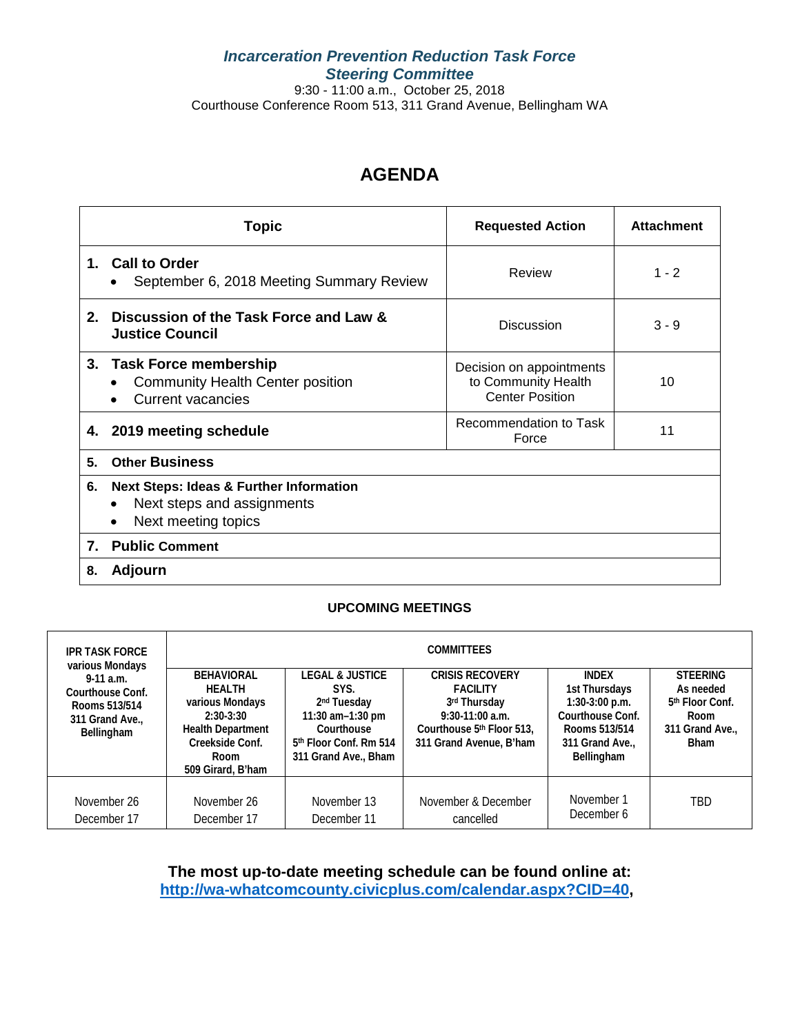# *Incarceration Prevention Reduction Task Force*
## *Steering Committee*

9:30 - 11:00 a.m., October 25, 2018
Courthouse Conference Room 513, 311 Grand Avenue, Bellingham WA

# AGENDA

| Topic | Requested Action | Attachment |
|---|---|---|
| **1. Call to Order**<br>• September 6, 2018 Meeting Summary Review | Review | 1 - 2 |
| **2. Discussion of the Task Force and Law & Justice Council** | Discussion | 3 - 9 |
| **3. Task Force membership**<br>• Community Health Center position<br>• Current vacancies | Decision on appointments to Community Health Center Position | 10 |
| **4. 2019 meeting schedule** | Recommendation to Task Force | 11 |
| **5. Other Business** | | |
| **6. Next Steps: Ideas & Further Information**<br>• Next steps and assignments<br>• Next meeting topics | | |
| **7. Public Comment** | | |
| **8. Adjourn** | | |

**UPCOMING MEETINGS**

| **IPR TASK FORCE**<br>various Mondays<br>9-11 a.m.<br>Courthouse Conf. Rooms 513/514<br>311 Grand Ave., Bellingham | **COMMITTEES** | | | | |
|---|---|---|---|---|---|
| | **BEHAVIORAL HEALTH**<br>various Mondays<br>2:30-3:30<br>Health Department Creekside Conf. Room<br>509 Girard, B'ham | **LEGAL & JUSTICE SYS.**<br>2nd Tuesday<br>11:30 am–1:30 pm<br>Courthouse<br>5th Floor Conf. Rm 514<br>311 Grand Ave., Bham | **CRISIS RECOVERY FACILITY**<br>3rd Thursday<br>9:30-11:00 a.m.<br>Courthouse 5th Floor 513, 311 Grand Avenue, B'ham | **INDEX**<br>1st Thursdays<br>1:30-3:00 p.m.<br>Courthouse Conf. Rooms 513/514<br>311 Grand Ave., Bellingham | **STEERING**<br>As needed<br>5th Floor Conf. Room<br>311 Grand Ave., Bham |
| November 26<br>December 17 | November 26<br>December 17 | November 13<br>December 11 | November & December cancelled | November 1<br>December 6 | TBD |

**The most up-to-date meeting schedule can be found online at: http://wa-whatcomcounty.civicplus.com/calendar.aspx?CID=40,**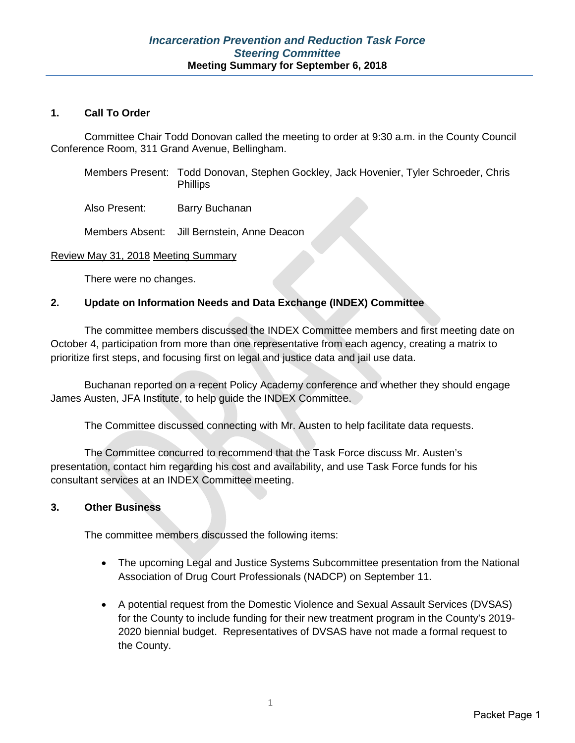# *Incarceration Prevention and Reduction Task Force*
## *Steering Committee*
### Meeting Summary for September 6, 2018

**1. Call To Order**

Committee Chair Todd Donovan called the meeting to order at 9:30 a.m. in the County Council Conference Room, 311 Grand Avenue, Bellingham.

Members Present: Todd Donovan, Stephen Gockley, Jack Hovenier, Tyler Schroeder, Chris Phillips

Also Present: Barry Buchanan

Members Absent: Jill Bernstein, Anne Deacon

Review May 31, 2018 Meeting Summary

There were no changes.

**2. Update on Information Needs and Data Exchange (INDEX) Committee**

The committee members discussed the INDEX Committee members and first meeting date on October 4, participation from more than one representative from each agency, creating a matrix to prioritize first steps, and focusing first on legal and justice data and jail use data.

Buchanan reported on a recent Policy Academy conference and whether they should engage James Austen, JFA Institute, to help guide the INDEX Committee.

The Committee discussed connecting with Mr. Austen to help facilitate data requests.

The Committee concurred to recommend that the Task Force discuss Mr. Austen's presentation, contact him regarding his cost and availability, and use Task Force funds for his consultant services at an INDEX Committee meeting.

**3. Other Business**

The committee members discussed the following items:

- The upcoming Legal and Justice Systems Subcommittee presentation from the National Association of Drug Court Professionals (NADCP) on September 11.

- A potential request from the Domestic Violence and Sexual Assault Services (DVSAS) for the County to include funding for their new treatment program in the County's 2019-2020 biennial budget. Representatives of DVSAS have not made a formal request to the County.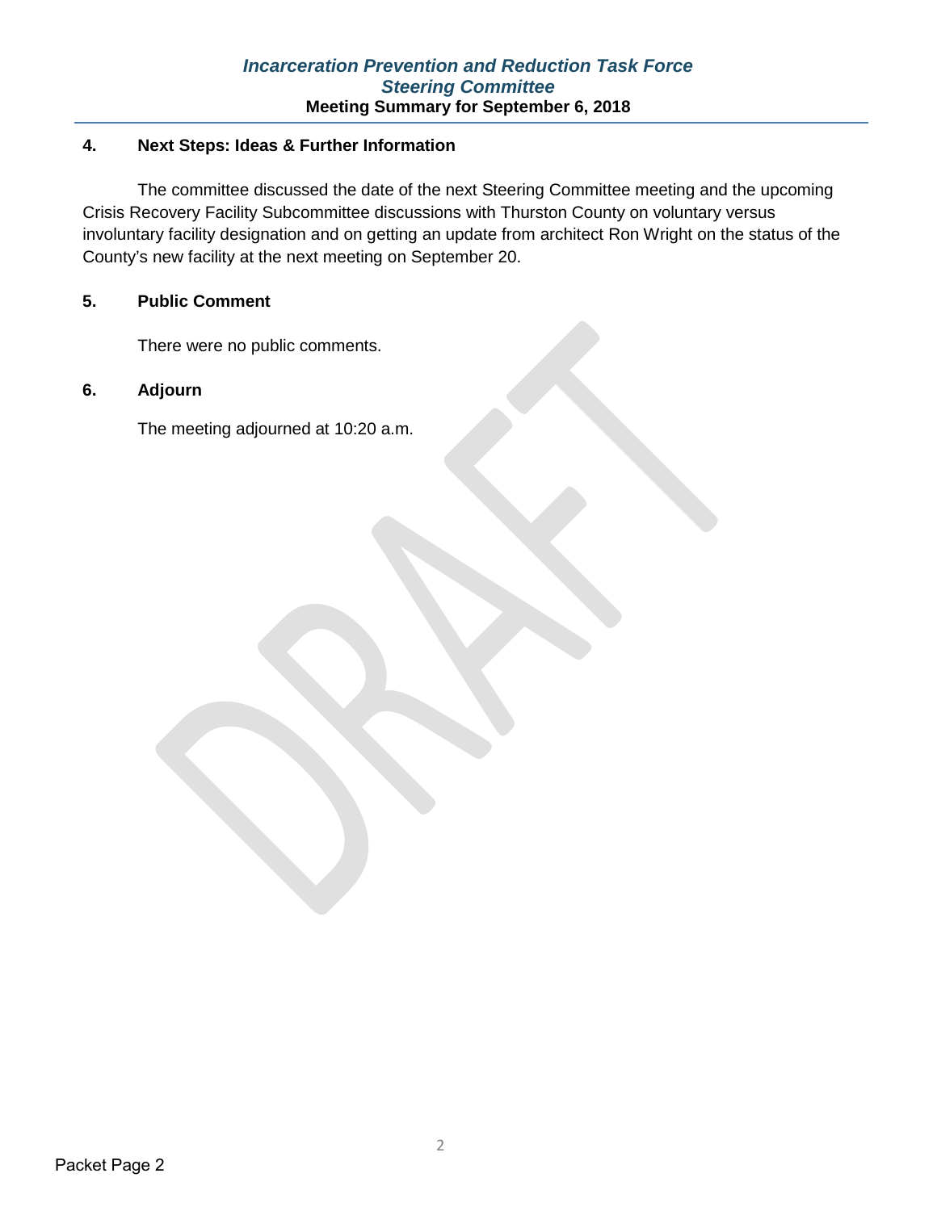#### 4. Next Steps: Ideas & Further Information

The committee discussed the date of the next Steering Committee meeting and the upcoming Crisis Recovery Facility Subcommittee discussions with Thurston County on voluntary versus involuntary facility designation and on getting an update from architect Ron Wright on the status of the County's new facility at the next meeting on September 20.

#### 5. Public Comment

There were no public comments.

#### 6. Adjourn

The meeting adjourned at 10:20 a.m.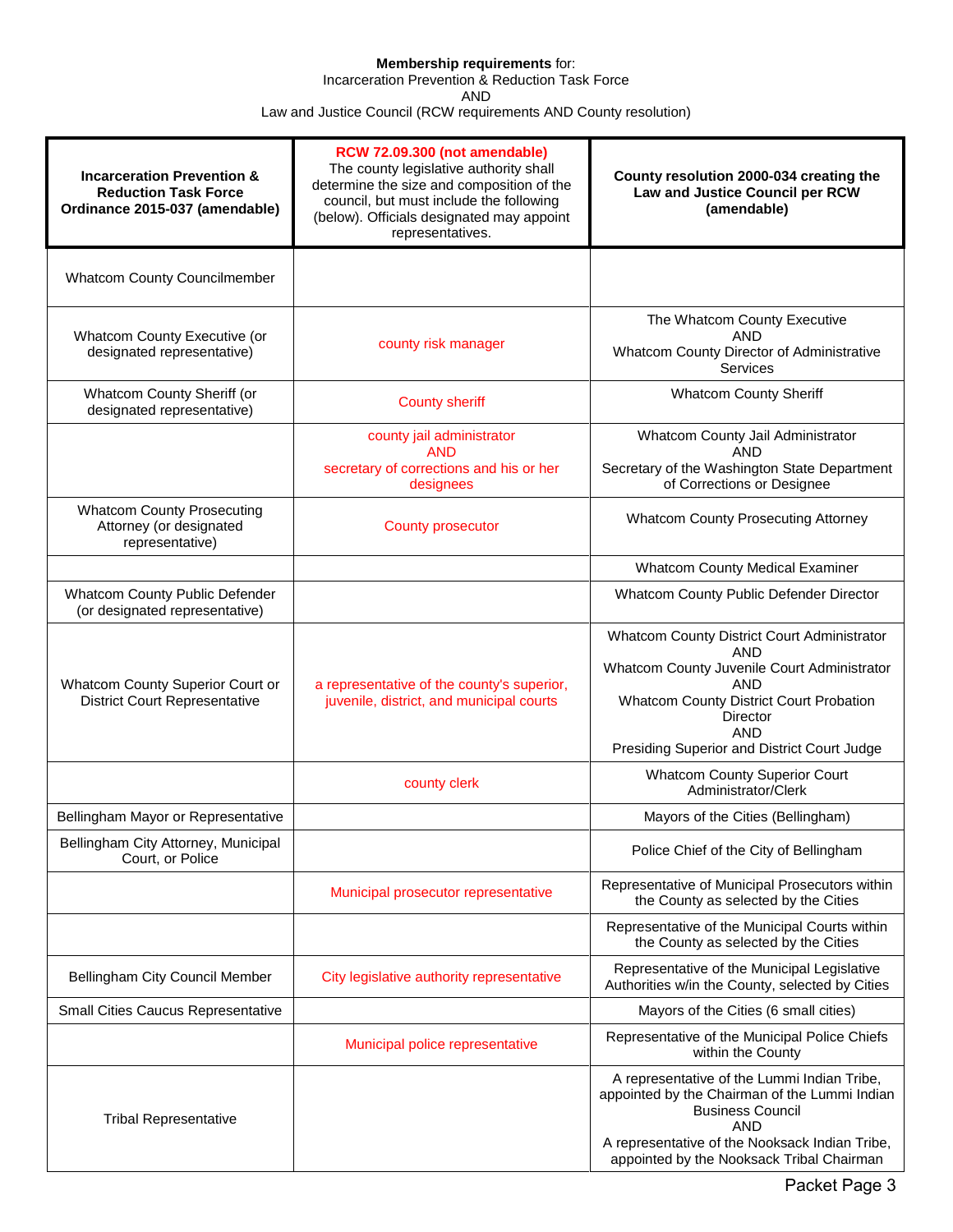**Membership requirements** for:
Incarceration Prevention & Reduction Task Force
AND
Law and Justice Council (RCW requirements AND County resolution)

| **Incarceration Prevention & Reduction Task Force Ordinance 2015-037 (amendable)** | **RCW 72.09.300 (not amendable)** The county legislative authority shall determine the size and composition of the council, but must include the following (below). Officials designated may appoint representatives. | **County resolution 2000-034 creating the Law and Justice Council per RCW (amendable)** |
|---|---|---|
| Whatcom County Councilmember | | |
| Whatcom County Executive (or designated representative) | county risk manager | The Whatcom County Executive AND Whatcom County Director of Administrative Services |
| Whatcom County Sheriff (or designated representative) | County sheriff | Whatcom County Sheriff |
| | county jail administrator AND secretary of corrections and his or her designees | Whatcom County Jail Administrator AND Secretary of the Washington State Department of Corrections or Designee |
| Whatcom County Prosecuting Attorney (or designated representative) | County prosecutor | Whatcom County Prosecuting Attorney |
| | | Whatcom County Medical Examiner |
| Whatcom County Public Defender (or designated representative) | | Whatcom County Public Defender Director |
| Whatcom County Superior Court or District Court Representative | a representative of the county's superior, juvenile, district, and municipal courts | Whatcom County District Court Administrator AND Whatcom County Juvenile Court Administrator AND Whatcom County District Court Probation Director AND Presiding Superior and District Court Judge |
| | county clerk | Whatcom County Superior Court Administrator/Clerk |
| Bellingham Mayor or Representative | | Mayors of the Cities (Bellingham) |
| Bellingham City Attorney, Municipal Court, or Police | | Police Chief of the City of Bellingham |
| | Municipal prosecutor representative | Representative of Municipal Prosecutors within the County as selected by the Cities |
| | | Representative of the Municipal Courts within the County as selected by the Cities |
| Bellingham City Council Member | City legislative authority representative | Representative of the Municipal Legislative Authorities w/in the County, selected by Cities |
| Small Cities Caucus Representative | | Mayors of the Cities (6 small cities) |
| | Municipal police representative | Representative of the Municipal Police Chiefs within the County |
| Tribal Representative | | A representative of the Lummi Indian Tribe, appointed by the Chairman of the Lummi Indian Business Council AND A representative of the Nooksack Indian Tribe, appointed by the Nooksack Tribal Chairman |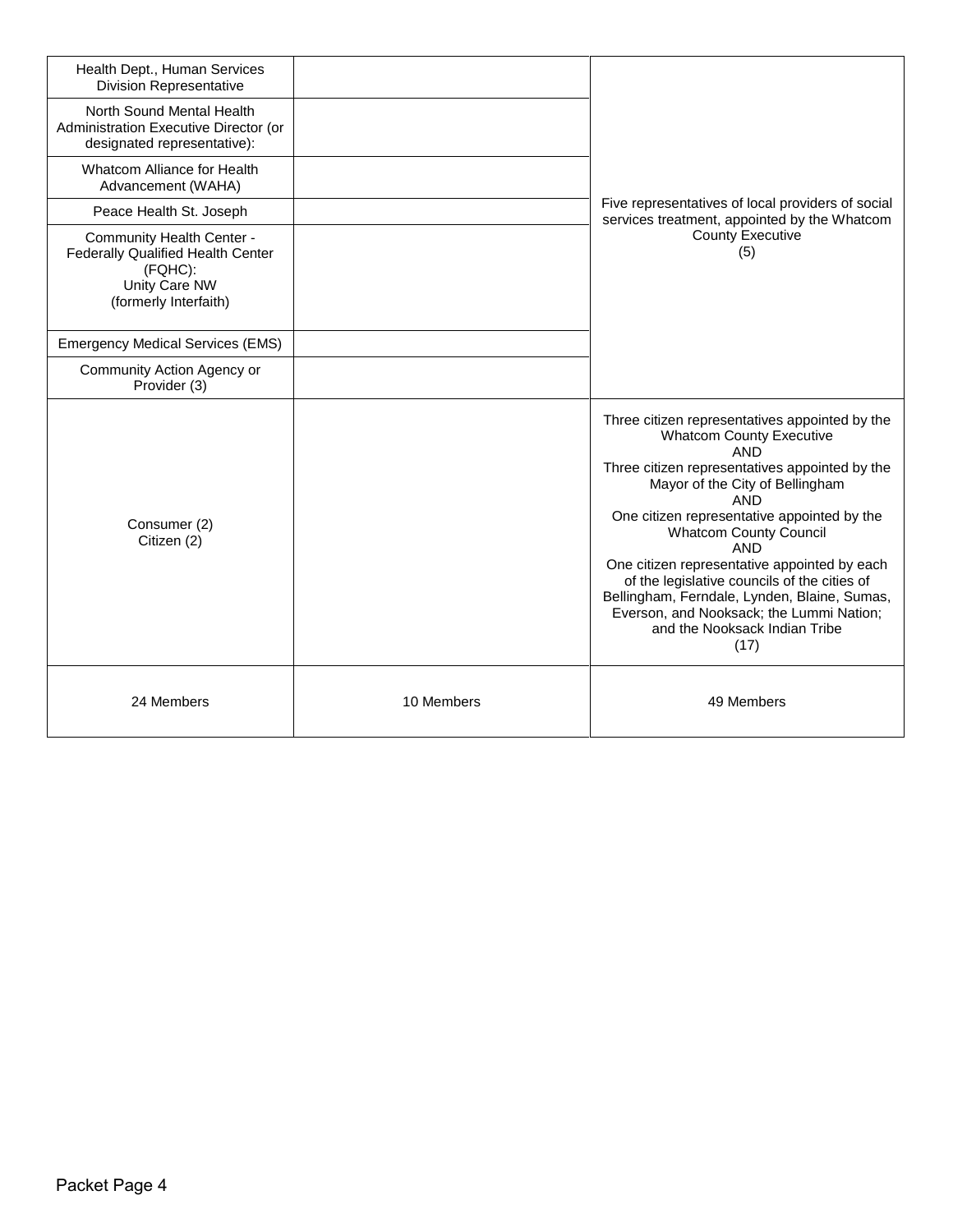| | | |
|---|---|---|
| Health Dept., Human Services Division Representative | | Five representatives of local providers of social services treatment, appointed by the Whatcom County Executive (5) |
| North Sound Mental Health Administration Executive Director (or designated representative): | | |
| Whatcom Alliance for Health Advancement (WAHA) | | |
| Peace Health St. Joseph | | |
| Community Health Center - Federally Qualified Health Center (FQHC): Unity Care NW (formerly Interfaith) | | |
| Emergency Medical Services (EMS) | | |
| Community Action Agency or Provider (3) | | |
| Consumer (2) Citizen (2) | | Three citizen representatives appointed by the Whatcom County Executive AND Three citizen representatives appointed by the Mayor of the City of Bellingham AND One citizen representative appointed by the Whatcom County Council AND One citizen representative appointed by each of the legislative councils of the cities of Bellingham, Ferndale, Lynden, Blaine, Sumas, Everson, and Nooksack; the Lummi Nation; and the Nooksack Indian Tribe (17) |
| 24 Members | 10 Members | 49 Members |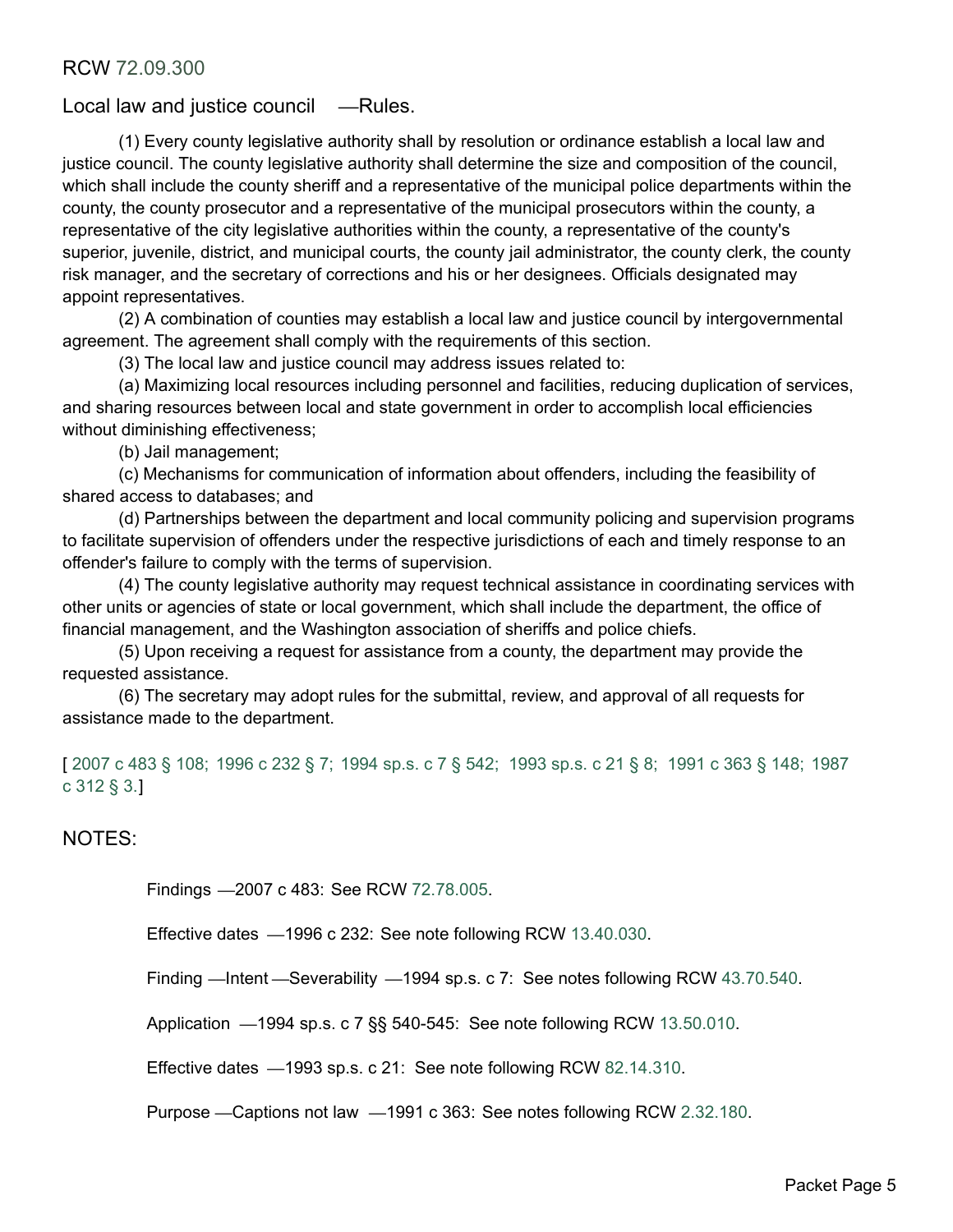RCW 72.09.300

## Local law and justice council—Rules.

(1) Every county legislative authority shall by resolution or ordinance establish a local law and justice council. The county legislative authority shall determine the size and composition of the council, which shall include the county sheriff and a representative of the municipal police departments within the county, the county prosecutor and a representative of the municipal prosecutors within the county, a representative of the city legislative authorities within the county, a representative of the county's superior, juvenile, district, and municipal courts, the county jail administrator, the county clerk, the county risk manager, and the secretary of corrections and his or her designees. Officials designated may appoint representatives.

(2) A combination of counties may establish a local law and justice council by intergovernmental agreement. The agreement shall comply with the requirements of this section.

(3) The local law and justice council may address issues related to:

(a) Maximizing local resources including personnel and facilities, reducing duplication of services, and sharing resources between local and state government in order to accomplish local efficiencies without diminishing effectiveness;

(b) Jail management;

(c) Mechanisms for communication of information about offenders, including the feasibility of shared access to databases; and

(d) Partnerships between the department and local community policing and supervision programs to facilitate supervision of offenders under the respective jurisdictions of each and timely response to an offender's failure to comply with the terms of supervision.

(4) The county legislative authority may request technical assistance in coordinating services with other units or agencies of state or local government, which shall include the department, the office of financial management, and the Washington association of sheriffs and police chiefs.

(5) Upon receiving a request for assistance from a county, the department may provide the requested assistance.

(6) The secretary may adopt rules for the submittal, review, and approval of all requests for assistance made to the department.

[ 2007 c 483 § 108; 1996 c 232 § 7; 1994 sp.s. c 7 § 542; 1993 sp.s. c 21 § 8; 1991 c 363 § 148; 1987 c 312 § 3.]

NOTES:

Findings—2007 c 483: See RCW 72.78.005.

Effective dates—1996 c 232: See note following RCW 13.40.030.

Finding—Intent—Severability—1994 sp.s. c 7: See notes following RCW 43.70.540.

Application—1994 sp.s. c 7 §§ 540-545: See note following RCW 13.50.010.

Effective dates—1993 sp.s. c 21: See note following RCW 82.14.310.

Purpose—Captions not law—1991 c 363: See notes following RCW 2.32.180.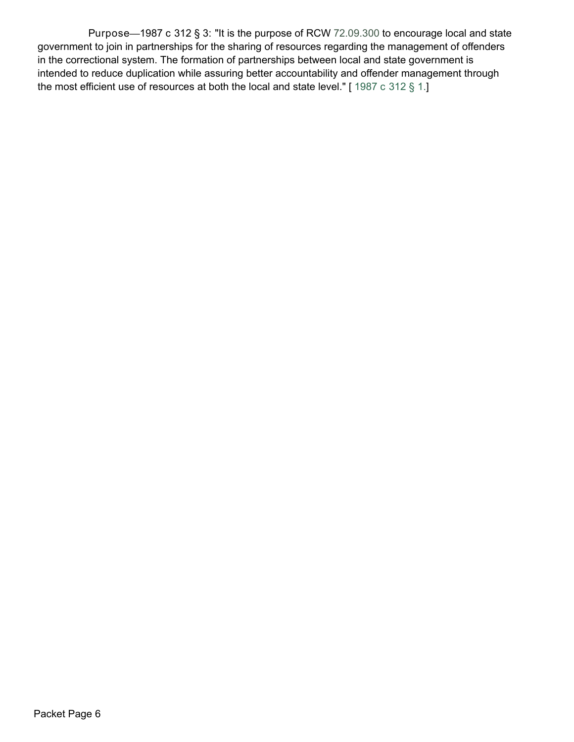Purpose—1987 c 312 § 3: "It is the purpose of RCW 72.09.300 to encourage local and state government to join in partnerships for the sharing of resources regarding the management of offenders in the correctional system. The formation of partnerships between local and state government is intended to reduce duplication while assuring better accountability and offender management through the most efficient use of resources at both the local and state level." [ 1987 c 312 § 1.]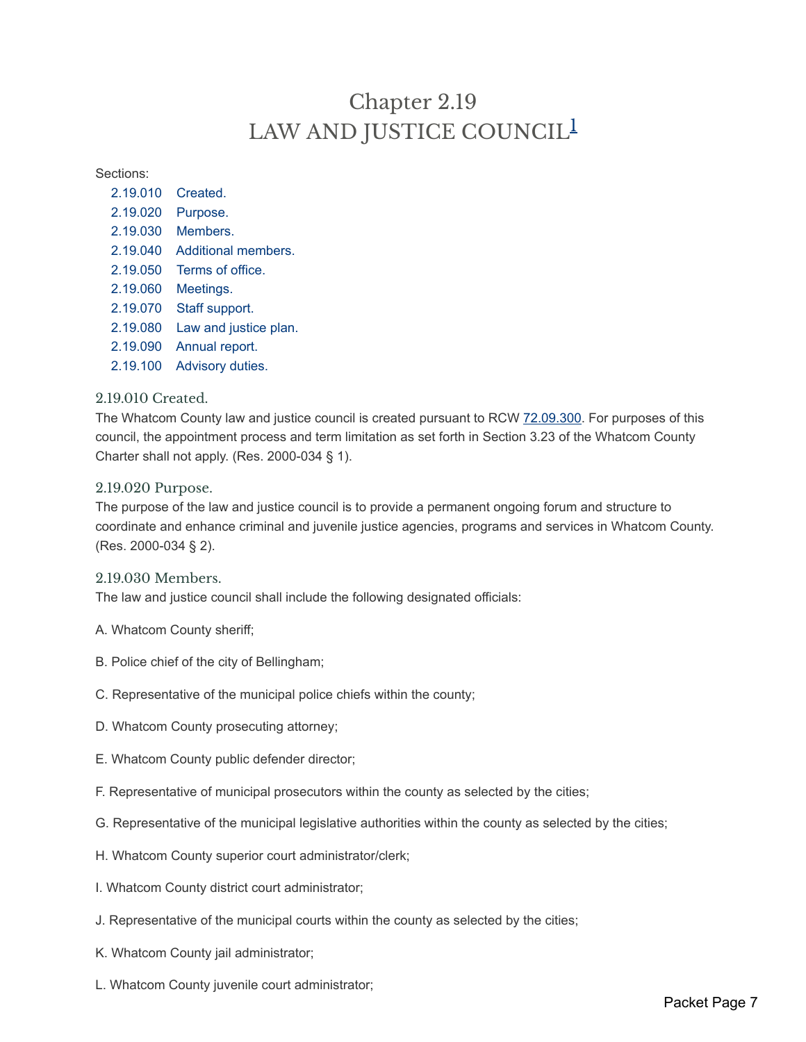# Chapter 2.19
# LAW AND JUSTICE COUNCIL[1]

Sections:

- 2.19.010 Created.
- 2.19.020 Purpose.
- 2.19.030 Members.
- 2.19.040 Additional members.
- 2.19.050 Terms of office.
- 2.19.060 Meetings.
- 2.19.070 Staff support.
- 2.19.080 Law and justice plan.
- 2.19.090 Annual report.
- 2.19.100 Advisory duties.

### 2.19.010 Created.

The Whatcom County law and justice council is created pursuant to RCW 72.09.300. For purposes of this council, the appointment process and term limitation as set forth in Section 3.23 of the Whatcom County Charter shall not apply. (Res. 2000-034 § 1).

### 2.19.020 Purpose.

The purpose of the law and justice council is to provide a permanent ongoing forum and structure to coordinate and enhance criminal and juvenile justice agencies, programs and services in Whatcom County. (Res. 2000-034 § 2).

### 2.19.030 Members.

The law and justice council shall include the following designated officials:

A. Whatcom County sheriff;

B. Police chief of the city of Bellingham;

C. Representative of the municipal police chiefs within the county;

D. Whatcom County prosecuting attorney;

E. Whatcom County public defender director;

F. Representative of municipal prosecutors within the county as selected by the cities;

G. Representative of the municipal legislative authorities within the county as selected by the cities;

H. Whatcom County superior court administrator/clerk;

I. Whatcom County district court administrator;

J. Representative of the municipal courts within the county as selected by the cities;

K. Whatcom County jail administrator;

L. Whatcom County juvenile court administrator;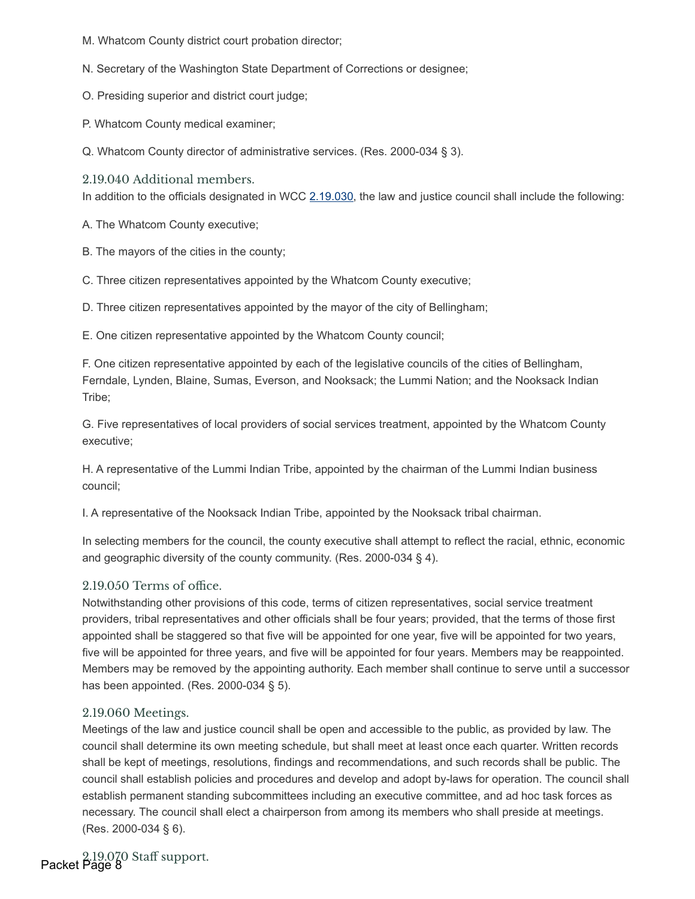M. Whatcom County district court probation director;

N. Secretary of the Washington State Department of Corrections or designee;

O. Presiding superior and district court judge;

P. Whatcom County medical examiner;

Q. Whatcom County director of administrative services. (Res. 2000-034 § 3).

### 2.19.040 Additional members.

In addition to the officials designated in WCC 2.19.030, the law and justice council shall include the following:

A. The Whatcom County executive;

B. The mayors of the cities in the county;

C. Three citizen representatives appointed by the Whatcom County executive;

D. Three citizen representatives appointed by the mayor of the city of Bellingham;

E. One citizen representative appointed by the Whatcom County council;

F. One citizen representative appointed by each of the legislative councils of the cities of Bellingham, Ferndale, Lynden, Blaine, Sumas, Everson, and Nooksack; the Lummi Nation; and the Nooksack Indian Tribe;

G. Five representatives of local providers of social services treatment, appointed by the Whatcom County executive;

H. A representative of the Lummi Indian Tribe, appointed by the chairman of the Lummi Indian business council;

I. A representative of the Nooksack Indian Tribe, appointed by the Nooksack tribal chairman.

In selecting members for the council, the county executive shall attempt to reflect the racial, ethnic, economic and geographic diversity of the county community. (Res. 2000-034 § 4).

### 2.19.050 Terms of office.

Notwithstanding other provisions of this code, terms of citizen representatives, social service treatment providers, tribal representatives and other officials shall be four years; provided, that the terms of those first appointed shall be staggered so that five will be appointed for one year, five will be appointed for two years, five will be appointed for three years, and five will be appointed for four years. Members may be reappointed. Members may be removed by the appointing authority. Each member shall continue to serve until a successor has been appointed. (Res. 2000-034 § 5).

### 2.19.060 Meetings.

Meetings of the law and justice council shall be open and accessible to the public, as provided by law. The council shall determine its own meeting schedule, but shall meet at least once each quarter. Written records shall be kept of meetings, resolutions, findings and recommendations, and such records shall be public. The council shall establish policies and procedures and develop and adopt by-laws for operation. The council shall establish permanent standing subcommittees including an executive committee, and ad hoc task forces as necessary. The council shall elect a chairperson from among its members who shall preside at meetings. (Res. 2000-034 § 6).

### 2.19.070 Staff support.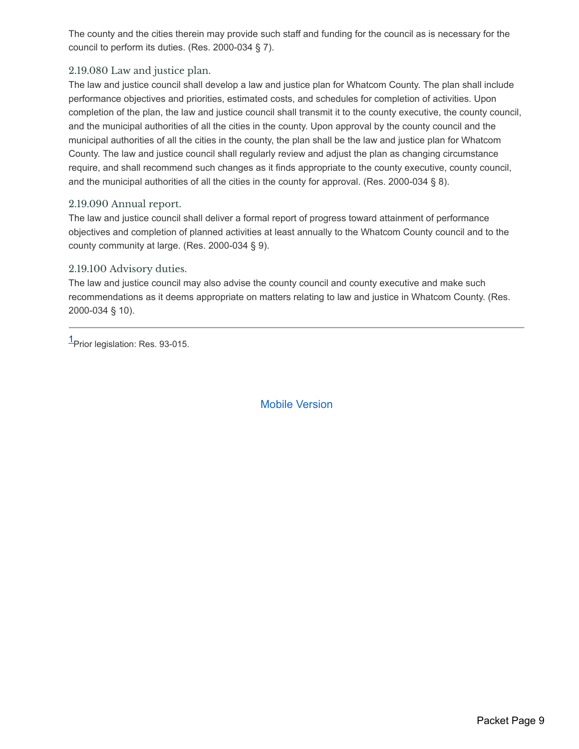The county and the cities therein may provide such staff and funding for the council as is necessary for the council to perform its duties. (Res. 2000-034 § 7).

### 2.19.080 Law and justice plan.

The law and justice council shall develop a law and justice plan for Whatcom County. The plan shall include performance objectives and priorities, estimated costs, and schedules for completion of activities. Upon completion of the plan, the law and justice council shall transmit it to the county executive, the county council, and the municipal authorities of all the cities in the county. Upon approval by the county council and the municipal authorities of all the cities in the county, the plan shall be the law and justice plan for Whatcom County. The law and justice council shall regularly review and adjust the plan as changing circumstance require, and shall recommend such changes as it finds appropriate to the county executive, county council, and the municipal authorities of all the cities in the county for approval. (Res. 2000-034 § 8).

### 2.19.090 Annual report.

The law and justice council shall deliver a formal report of progress toward attainment of performance objectives and completion of planned activities at least annually to the Whatcom County council and to the county community at large. (Res. 2000-034 § 9).

### 2.19.100 Advisory duties.

The law and justice council may also advise the county council and county executive and make such recommendations as it deems appropriate on matters relating to law and justice in Whatcom County. (Res. 2000-034 § 10).

---

[1] Prior legislation: Res. 93-015.

Mobile Version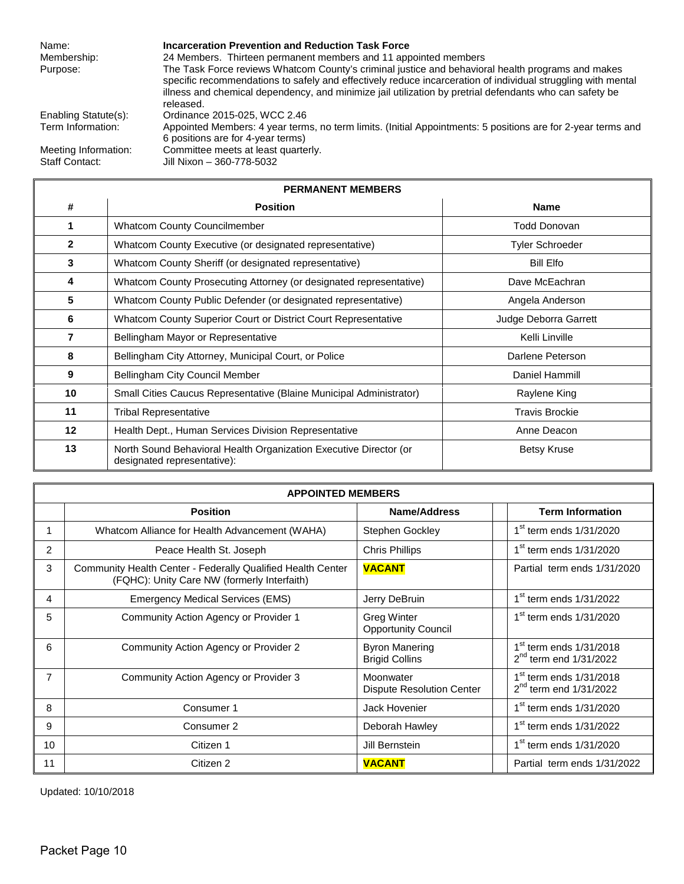| | |
|---|---|
| Name: | **Incarceration Prevention and Reduction Task Force** |
| Membership: | 24 Members. Thirteen permanent members and 11 appointed members |
| Purpose: | The Task Force reviews Whatcom County's criminal justice and behavioral health programs and makes specific recommendations to safely and effectively reduce incarceration of individual struggling with mental illness and chemical dependency, and minimize jail utilization by pretrial defendants who can safety be released. |
| Enabling Statute(s): | Ordinance 2015-025, WCC 2.46 |
| Term Information: | Appointed Members: 4 year terms, no term limits. (Initial Appointments: 5 positions are for 2-year terms and 6 positions are for 4-year terms) |
| Meeting Information: | Committee meets at least quarterly. |
| Staff Contact: | Jill Nixon – 360-778-5032 |

**PERMANENT MEMBERS**

| # | Position | Name |
|---|---|---|
| 1 | Whatcom County Councilmember | Todd Donovan |
| 2 | Whatcom County Executive (or designated representative) | Tyler Schroeder |
| 3 | Whatcom County Sheriff (or designated representative) | Bill Elfo |
| 4 | Whatcom County Prosecuting Attorney (or designated representative) | Dave McEachran |
| 5 | Whatcom County Public Defender (or designated representative) | Angela Anderson |
| 6 | Whatcom County Superior Court or District Court Representative | Judge Deborra Garrett |
| 7 | Bellingham Mayor or Representative | Kelli Linville |
| 8 | Bellingham City Attorney, Municipal Court, or Police | Darlene Peterson |
| 9 | Bellingham City Council Member | Daniel Hammill |
| 10 | Small Cities Caucus Representative (Blaine Municipal Administrator) | Raylene King |
| 11 | Tribal Representative | Travis Brockie |
| 12 | Health Dept., Human Services Division Representative | Anne Deacon |
| 13 | North Sound Behavioral Health Organization Executive Director (or designated representative): | Betsy Kruse |

**APPOINTED MEMBERS**

| | Position | Name/Address | | Term Information |
|---|---|---|---|---|
| 1 | Whatcom Alliance for Health Advancement (WAHA) | Stephen Gockley | | 1st term ends 1/31/2020 |
| 2 | Peace Health St. Joseph | Chris Phillips | | 1st term ends 1/31/2020 |
| 3 | Community Health Center - Federally Qualified Health Center (FQHC): Unity Care NW (formerly Interfaith) | **VACANT** | | Partial term ends 1/31/2020 |
| 4 | Emergency Medical Services (EMS) | Jerry DeBruin | | 1st term ends 1/31/2022 |
| 5 | Community Action Agency or Provider 1 | Greg Winter<br>Opportunity Council | | 1st term ends 1/31/2020 |
| 6 | Community Action Agency or Provider 2 | Byron Manering<br>Brigid Collins | | 1st term ends 1/31/2018<br>2nd term end 1/31/2022 |
| 7 | Community Action Agency or Provider 3 | Moonwater<br>Dispute Resolution Center | | 1st term ends 1/31/2018<br>2nd term end 1/31/2022 |
| 8 | Consumer 1 | Jack Hovenier | | 1st term ends 1/31/2020 |
| 9 | Consumer 2 | Deborah Hawley | | 1st term ends 1/31/2022 |
| 10 | Citizen 1 | Jill Bernstein | | 1st term ends 1/31/2020 |
| 11 | Citizen 2 | **VACANT** | | Partial term ends 1/31/2022 |

Updated: 10/10/2018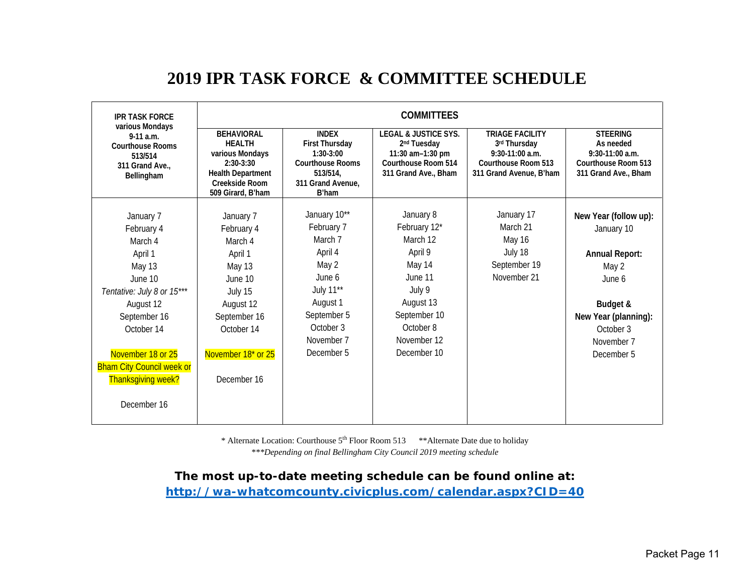# 2019 IPR TASK FORCE & COMMITTEE SCHEDULE

| IPR TASK FORCE various Mondays 9-11 a.m. Courthouse Rooms 513/514 311 Grand Ave., Bellingham | COMMITTEES | | | | |
|---|---|---|---|---|---|
| | **BEHAVIORAL HEALTH** various Mondays 2:30-3:30 Health Department Creekside Room 509 Girard, B'ham | **INDEX** First Thursday 1:30-3:00 Courthouse Rooms 513/514, 311 Grand Avenue, B'ham | **LEGAL & JUSTICE SYS.** 2nd Tuesday 11:30 am–1:30 pm Courthouse Room 514 311 Grand Ave., Bham | **TRIAGE FACILITY** 3rd Thursday 9:30-11:00 a.m. Courthouse Room 513 311 Grand Avenue, B'ham | **STEERING** As needed 9:30-11:00 a.m. Courthouse Room 513 311 Grand Ave., Bham |
| January 7 | January 7 | January 10** | January 8 | January 17 | **New Year (follow up):** |
| February 4 | February 4 | February 7 | February 12* | March 21 | January 10 |
| March 4 | March 4 | March 7 | March 12 | May 16 | |
| April 1 | April 1 | April 4 | April 9 | July 18 | **Annual Report:** |
| May 13 | May 13 | May 2 | May 14 | September 19 | May 2 |
| June 10 | June 10 | June 6 | June 11 | November 21 | June 6 |
| *Tentative: July 8 or 15**** | July 15 | July 11** | July 9 | | |
| August 12 | August 12 | August 1 | August 13 | | **Budget & New Year (planning):** |
| September 16 | September 16 | September 5 | September 10 | | October 3 |
| October 14 | October 14 | October 3 | October 8 | | November 7 |
| | | November 7 | November 12 | | December 5 |
| November 18 or 25 Bham City Council week or Thanksgiving week? | November 18* or 25 | December 5 | December 10 | | |
| December 16 | December 16 | | | | |

\* Alternate Location: Courthouse 5th Floor Room 513 \*\*Alternate Date due to holiday

*\*\*\*Depending on final Bellingham City Council 2019 meeting schedule*

**The most up-to-date meeting schedule can be found online at:**
**http://wa-whatcomcounty.civicplus.com/calendar.aspx?CID=40**